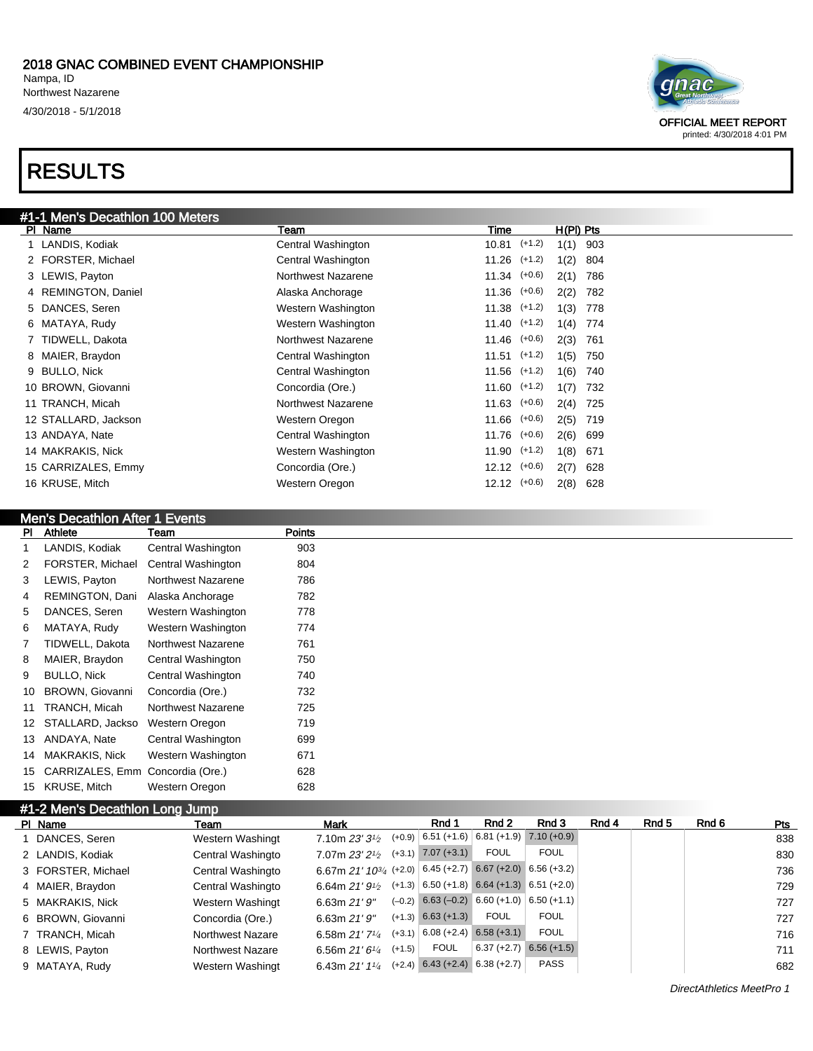2018 GNAC COMBINED EVENT CHAMPIONSHIP
Nampa, ID
Northwest Nazarene
4/30/2018 - 5/1/2018

OFFICIAL MEET REPORT
printed: 4/30/2018 4:01 PM

# RESULTS

## #1-1 Men's Decathlon 100 Meters

| Pl | Name | Team | Time | | H(Pl) | Pts |
|---|---|---|---|---|---|---|
| 1 | LANDIS, Kodiak | Central Washington | 10.81 | (+1.2) | 1(1) | 903 |
| 2 | FORSTER, Michael | Central Washington | 11.26 | (+1.2) | 1(2) | 804 |
| 3 | LEWIS, Payton | Northwest Nazarene | 11.34 | (+0.6) | 2(1) | 786 |
| 4 | REMINGTON, Daniel | Alaska Anchorage | 11.36 | (+0.6) | 2(2) | 782 |
| 5 | DANCES, Seren | Western Washington | 11.38 | (+1.2) | 1(3) | 778 |
| 6 | MATAYA, Rudy | Western Washington | 11.40 | (+1.2) | 1(4) | 774 |
| 7 | TIDWELL, Dakota | Northwest Nazarene | 11.46 | (+0.6) | 2(3) | 761 |
| 8 | MAIER, Braydon | Central Washington | 11.51 | (+1.2) | 1(5) | 750 |
| 9 | BULLO, Nick | Central Washington | 11.56 | (+1.2) | 1(6) | 740 |
| 10 | BROWN, Giovanni | Concordia (Ore.) | 11.60 | (+1.2) | 1(7) | 732 |
| 11 | TRANCH, Micah | Northwest Nazarene | 11.63 | (+0.6) | 2(4) | 725 |
| 12 | STALLARD, Jackson | Western Oregon | 11.66 | (+0.6) | 2(5) | 719 |
| 13 | ANDAYA, Nate | Central Washington | 11.76 | (+0.6) | 2(6) | 699 |
| 14 | MAKRAKIS, Nick | Western Washington | 11.90 | (+1.2) | 1(8) | 671 |
| 15 | CARRIZALES, Emmy | Concordia (Ore.) | 12.12 | (+0.6) | 2(7) | 628 |
| 16 | KRUSE, Mitch | Western Oregon | 12.12 | (+0.6) | 2(8) | 628 |

## Men's Decathlon After 1 Events

| Pl | Athlete | Team | Points |
|---|---|---|---|
| 1 | LANDIS, Kodiak | Central Washington | 903 |
| 2 | FORSTER, Michael | Central Washington | 804 |
| 3 | LEWIS, Payton | Northwest Nazarene | 786 |
| 4 | REMINGTON, Dani | Alaska Anchorage | 782 |
| 5 | DANCES, Seren | Western Washington | 778 |
| 6 | MATAYA, Rudy | Western Washington | 774 |
| 7 | TIDWELL, Dakota | Northwest Nazarene | 761 |
| 8 | MAIER, Braydon | Central Washington | 750 |
| 9 | BULLO, Nick | Central Washington | 740 |
| 10 | BROWN, Giovanni | Concordia (Ore.) | 732 |
| 11 | TRANCH, Micah | Northwest Nazarene | 725 |
| 12 | STALLARD, Jackso | Western Oregon | 719 |
| 13 | ANDAYA, Nate | Central Washington | 699 |
| 14 | MAKRAKIS, Nick | Western Washington | 671 |
| 15 | CARRIZALES, Emm | Concordia (Ore.) | 628 |
| 15 | KRUSE, Mitch | Western Oregon | 628 |

## #1-2 Men's Decathlon Long Jump

| Pl | Name | Team | Mark | | Rnd 1 | Rnd 2 | Rnd 3 | Rnd 4 | Rnd 5 | Rnd 6 | Pts |
|---|---|---|---|---|---|---|---|---|---|---|---|
| 1 | DANCES, Seren | Western Washingt | 7.10m *23' 3½* | (+0.9) | 6.51 (+1.6) | 6.81 (+1.9) | 7.10 (+0.9) | | | | 838 |
| 2 | LANDIS, Kodiak | Central Washingto | 7.07m *23' 2½* | (+3.1) | 7.07 (+3.1) | FOUL | FOUL | | | | 830 |
| 3 | FORSTER, Michael | Central Washingto | 6.67m *21' 10¾* | (+2.0) | 6.45 (+2.7) | 6.67 (+2.0) | 6.56 (+3.2) | | | | 736 |
| 4 | MAIER, Braydon | Central Washingto | 6.64m *21' 9½* | (+1.3) | 6.50 (+1.8) | 6.64 (+1.3) | 6.51 (+2.0) | | | | 729 |
| 5 | MAKRAKIS, Nick | Western Washingt | 6.63m *21' 9"* | (–0.2) | 6.63 (–0.2) | 6.60 (+1.0) | 6.50 (+1.1) | | | | 727 |
| 6 | BROWN, Giovanni | Concordia (Ore.) | 6.63m *21' 9"* | (+1.3) | 6.63 (+1.3) | FOUL | FOUL | | | | 727 |
| 7 | TRANCH, Micah | Northwest Nazare | 6.58m *21' 7¼* | (+3.1) | 6.08 (+2.4) | 6.58 (+3.1) | FOUL | | | | 716 |
| 8 | LEWIS, Payton | Northwest Nazare | 6.56m *21' 6¼* | (+1.5) | FOUL | 6.37 (+2.7) | 6.56 (+1.5) | | | | 711 |
| 9 | MATAYA, Rudy | Western Washingt | 6.43m *21' 1¼* | (+2.4) | 6.43 (+2.4) | 6.38 (+2.7) | PASS | | | | 682 |

DirectAthletics MeetPro 1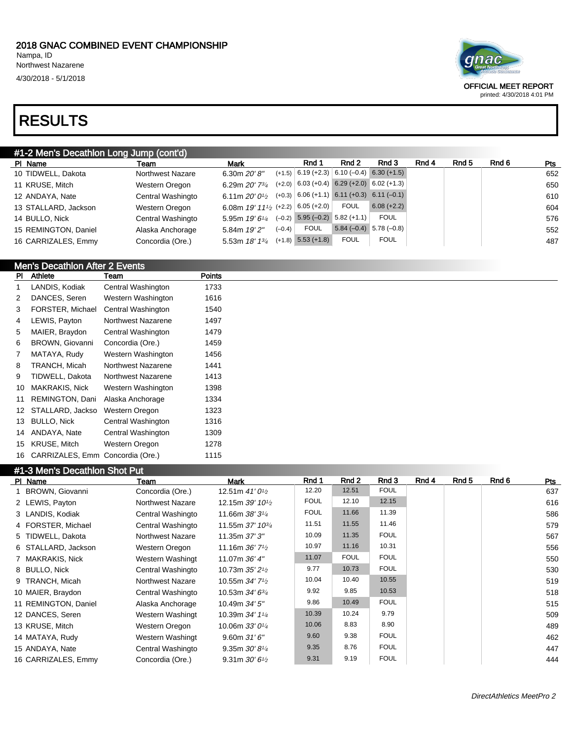2018 GNAC COMBINED EVENT CHAMPIONSHIP
Nampa, ID
Northwest Nazarene
4/30/2018 - 5/1/2018

OFFICIAL MEET REPORT
printed: 4/30/2018 4:01 PM

# RESULTS

## #1-2 Men's Decathlon Long Jump (cont'd)

| Pl | Name | Team | Mark | | Rnd 1 | Rnd 2 | Rnd 3 | Rnd 4 | Rnd 5 | Rnd 6 | Pts |
|---|---|---|---|---|---|---|---|---|---|---|---|
| 10 | TIDWELL, Dakota | Northwest Nazare | 6.30m *20' 8"* | (+1.5) | 6.19 (+2.3) | 6.10 (–0.4) | 6.30 (+1.5) | | | | 652 |
| 11 | KRUSE, Mitch | Western Oregon | 6.29m *20' 7¾* | (+2.0) | 6.03 (+0.4) | 6.29 (+2.0) | 6.02 (+1.3) | | | | 650 |
| 12 | ANDAYA, Nate | Central Washingto | 6.11m *20' 0½* | (+0.3) | 6.06 (+1.1) | 6.11 (+0.3) | 6.11 (–0.1) | | | | 610 |
| 13 | STALLARD, Jackson | Western Oregon | 6.08m *19' 11½* | (+2.2) | 6.05 (+2.0) | FOUL | 6.08 (+2.2) | | | | 604 |
| 14 | BULLO, Nick | Central Washingto | 5.95m *19' 6¼* | (–0.2) | 5.95 (–0.2) | 5.82 (+1.1) | FOUL | | | | 576 |
| 15 | REMINGTON, Daniel | Alaska Anchorage | 5.84m *19' 2"* | (–0.4) | FOUL | 5.84 (–0.4) | 5.78 (–0.8) | | | | 552 |
| 16 | CARRIZALES, Emmy | Concordia (Ore.) | 5.53m *18' 1¾* | (+1.8) | 5.53 (+1.8) | FOUL | FOUL | | | | 487 |

## Men's Decathlon After 2 Events

| Pl | Athlete | Team | Points |
|---|---|---|---|
| 1 | LANDIS, Kodiak | Central Washington | 1733 |
| 2 | DANCES, Seren | Western Washington | 1616 |
| 3 | FORSTER, Michael | Central Washington | 1540 |
| 4 | LEWIS, Payton | Northwest Nazarene | 1497 |
| 5 | MAIER, Braydon | Central Washington | 1479 |
| 6 | BROWN, Giovanni | Concordia (Ore.) | 1459 |
| 7 | MATAYA, Rudy | Western Washington | 1456 |
| 8 | TRANCH, Micah | Northwest Nazarene | 1441 |
| 9 | TIDWELL, Dakota | Northwest Nazarene | 1413 |
| 10 | MAKRAKIS, Nick | Western Washington | 1398 |
| 11 | REMINGTON, Dani | Alaska Anchorage | 1334 |
| 12 | STALLARD, Jackso | Western Oregon | 1323 |
| 13 | BULLO, Nick | Central Washington | 1316 |
| 14 | ANDAYA, Nate | Central Washington | 1309 |
| 15 | KRUSE, Mitch | Western Oregon | 1278 |
| 16 | CARRIZALES, Emm | Concordia (Ore.) | 1115 |

## #1-3 Men's Decathlon Shot Put

| Pl | Name | Team | Mark | Rnd 1 | Rnd 2 | Rnd 3 | Rnd 4 | Rnd 5 | Rnd 6 | Pts |
|---|---|---|---|---|---|---|---|---|---|---|
| 1 | BROWN, Giovanni | Concordia (Ore.) | 12.51m *41' 0½* | 12.20 | 12.51 | FOUL | | | | 637 |
| 2 | LEWIS, Payton | Northwest Nazare | 12.15m *39' 10½* | FOUL | 12.10 | 12.15 | | | | 616 |
| 3 | LANDIS, Kodiak | Central Washingto | 11.66m *38' 3¼* | FOUL | 11.66 | 11.39 | | | | 586 |
| 4 | FORSTER, Michael | Central Washingto | 11.55m *37' 10¾* | 11.51 | 11.55 | 11.46 | | | | 579 |
| 5 | TIDWELL, Dakota | Northwest Nazare | 11.35m *37' 3"* | 10.09 | 11.35 | FOUL | | | | 567 |
| 6 | STALLARD, Jackson | Western Oregon | 11.16m *36' 7½* | 10.97 | 11.16 | 10.31 | | | | 556 |
| 7 | MAKRAKIS, Nick | Western Washingt | 11.07m *36' 4"* | 11.07 | FOUL | FOUL | | | | 550 |
| 8 | BULLO, Nick | Central Washingto | 10.73m *35' 2½* | 9.77 | 10.73 | FOUL | | | | 530 |
| 9 | TRANCH, Micah | Northwest Nazare | 10.55m *34' 7½* | 10.04 | 10.40 | 10.55 | | | | 519 |
| 10 | MAIER, Braydon | Central Washingto | 10.53m *34' 6¾* | 9.92 | 9.85 | 10.53 | | | | 518 |
| 11 | REMINGTON, Daniel | Alaska Anchorage | 10.49m *34' 5"* | 9.86 | 10.49 | FOUL | | | | 515 |
| 12 | DANCES, Seren | Western Washingt | 10.39m *34' 1¼* | 10.39 | 10.24 | 9.79 | | | | 509 |
| 13 | KRUSE, Mitch | Western Oregon | 10.06m *33' 0¼* | 10.06 | 8.83 | 8.90 | | | | 489 |
| 14 | MATAYA, Rudy | Western Washingt | 9.60m *31' 6"* | 9.60 | 9.38 | FOUL | | | | 462 |
| 15 | ANDAYA, Nate | Central Washingto | 9.35m *30' 8¼* | 9.35 | 8.76 | FOUL | | | | 447 |
| 16 | CARRIZALES, Emmy | Concordia (Ore.) | 9.31m *30' 6½* | 9.31 | 9.19 | FOUL | | | | 444 |

DirectAthletics MeetPro 2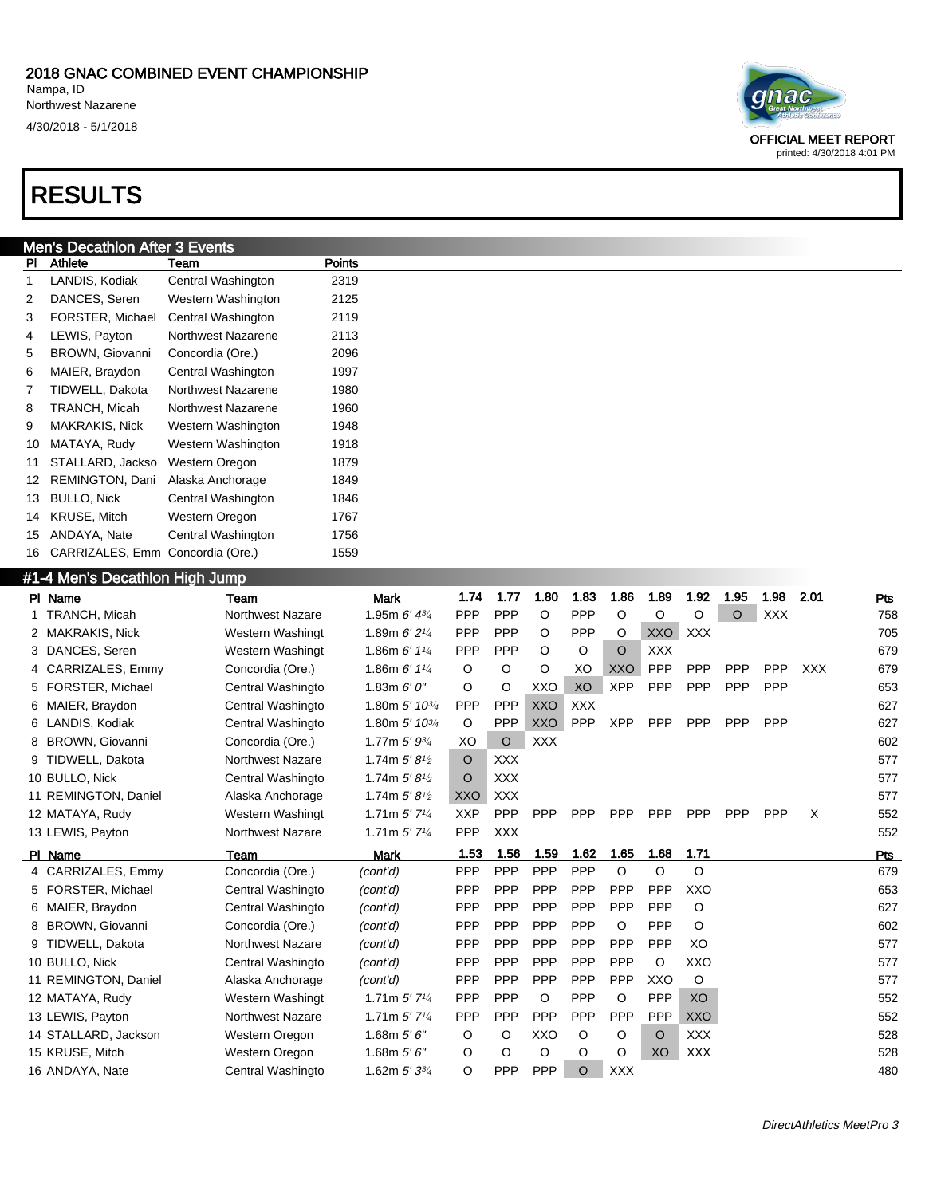## 2018 GNAC COMBINED EVENT CHAMPIONSHIP

Nampa, ID
Northwest Nazarene
4/30/2018 - 5/1/2018

OFFICIAL MEET REPORT
printed: 4/30/2018 4:01 PM

# RESULTS

### Men's Decathlon After 3 Events

| Pl | Athlete | Team | Points |
|---|---|---|---|
| 1 | LANDIS, Kodiak | Central Washington | 2319 |
| 2 | DANCES, Seren | Western Washington | 2125 |
| 3 | FORSTER, Michael | Central Washington | 2119 |
| 4 | LEWIS, Payton | Northwest Nazarene | 2113 |
| 5 | BROWN, Giovanni | Concordia (Ore.) | 2096 |
| 6 | MAIER, Braydon | Central Washington | 1997 |
| 7 | TIDWELL, Dakota | Northwest Nazarene | 1980 |
| 8 | TRANCH, Micah | Northwest Nazarene | 1960 |
| 9 | MAKRAKIS, Nick | Western Washington | 1948 |
| 10 | MATAYA, Rudy | Western Washington | 1918 |
| 11 | STALLARD, Jackso | Western Oregon | 1879 |
| 12 | REMINGTON, Dani | Alaska Anchorage | 1849 |
| 13 | BULLO, Nick | Central Washington | 1846 |
| 14 | KRUSE, Mitch | Western Oregon | 1767 |
| 15 | ANDAYA, Nate | Central Washington | 1756 |
| 16 | CARRIZALES, Emm | Concordia (Ore.) | 1559 |

### #1-4 Men's Decathlon High Jump

| Pl | Name | Team | Mark | 1.74 | 1.77 | 1.80 | 1.83 | 1.86 | 1.89 | 1.92 | 1.95 | 1.98 | 2.01 | Pts |
|---|---|---|---|---|---|---|---|---|---|---|---|---|---|---|
| 1 | TRANCH, Micah | Northwest Nazare | 1.95m *6' 4¾* | PPP | PPP | O | PPP | O | O | O | O | XXX | | 758 |
| 2 | MAKRAKIS, Nick | Western Washingt | 1.89m *6' 2¼* | PPP | PPP | O | PPP | O | XXO | XXX | | | | 705 |
| 3 | DANCES, Seren | Western Washingt | 1.86m *6' 1¼* | PPP | PPP | O | O | O | XXX | | | | | 679 |
| 4 | CARRIZALES, Emmy | Concordia (Ore.) | 1.86m *6' 1¼* | O | O | O | XO | XXO | PPP | PPP | PPP | PPP | XXX | 679 |
| 5 | FORSTER, Michael | Central Washingto | 1.83m *6' 0"* | O | O | XXO | XO | XPP | PPP | PPP | PPP | PPP | | 653 |
| 6 | MAIER, Braydon | Central Washingto | 1.80m *5' 10¾* | PPP | PPP | XXO | XXX | | | | | | | 627 |
| 6 | LANDIS, Kodiak | Central Washingto | 1.80m *5' 10¾* | O | PPP | XXO | PPP | XPP | PPP | PPP | PPP | PPP | | 627 |
| 8 | BROWN, Giovanni | Concordia (Ore.) | 1.77m *5' 9¾* | XO | O | XXX | | | | | | | | 602 |
| 9 | TIDWELL, Dakota | Northwest Nazare | 1.74m *5' 8½* | O | XXX | | | | | | | | | 577 |
| 10 | BULLO, Nick | Central Washingto | 1.74m *5' 8½* | O | XXX | | | | | | | | | 577 |
| 11 | REMINGTON, Daniel | Alaska Anchorage | 1.74m *5' 8½* | XXO | XXX | | | | | | | | | 577 |
| 12 | MATAYA, Rudy | Western Washingt | 1.71m *5' 7¼* | XXP | PPP | PPP | PPP | PPP | PPP | PPP | PPP | PPP | X | 552 |
| 13 | LEWIS, Payton | Northwest Nazare | 1.71m *5' 7¼* | PPP | XXX | | | | | | | | | 552 |

| Pl | Name | Team | Mark | 1.53 | 1.56 | 1.59 | 1.62 | 1.65 | 1.68 | 1.71 | Pts |
|---|---|---|---|---|---|---|---|---|---|---|---|
| 4 | CARRIZALES, Emmy | Concordia (Ore.) | *(cont'd)* | PPP | PPP | PPP | PPP | O | O | O | 679 |
| 5 | FORSTER, Michael | Central Washingto | *(cont'd)* | PPP | PPP | PPP | PPP | PPP | PPP | XXO | 653 |
| 6 | MAIER, Braydon | Central Washingto | *(cont'd)* | PPP | PPP | PPP | PPP | PPP | PPP | O | 627 |
| 8 | BROWN, Giovanni | Concordia (Ore.) | *(cont'd)* | PPP | PPP | PPP | PPP | O | PPP | O | 602 |
| 9 | TIDWELL, Dakota | Northwest Nazare | *(cont'd)* | PPP | PPP | PPP | PPP | PPP | PPP | XO | 577 |
| 10 | BULLO, Nick | Central Washingto | *(cont'd)* | PPP | PPP | PPP | PPP | PPP | O | XXO | 577 |
| 11 | REMINGTON, Daniel | Alaska Anchorage | *(cont'd)* | PPP | PPP | PPP | PPP | PPP | XXO | O | 577 |
| 12 | MATAYA, Rudy | Western Washingt | 1.71m *5' 7¼* | PPP | PPP | O | PPP | O | PPP | XO | 552 |
| 13 | LEWIS, Payton | Northwest Nazare | 1.71m *5' 7¼* | PPP | PPP | PPP | PPP | PPP | PPP | XXO | 552 |
| 14 | STALLARD, Jackson | Western Oregon | 1.68m *5' 6"* | O | O | XXO | O | O | O | XXX | 528 |
| 15 | KRUSE, Mitch | Western Oregon | 1.68m *5' 6"* | O | O | O | O | O | XO | XXX | 528 |
| 16 | ANDAYA, Nate | Central Washingto | 1.62m *5' 3¾* | O | PPP | PPP | O | XXX | | | 480 |

*DirectAthletics MeetPro 3*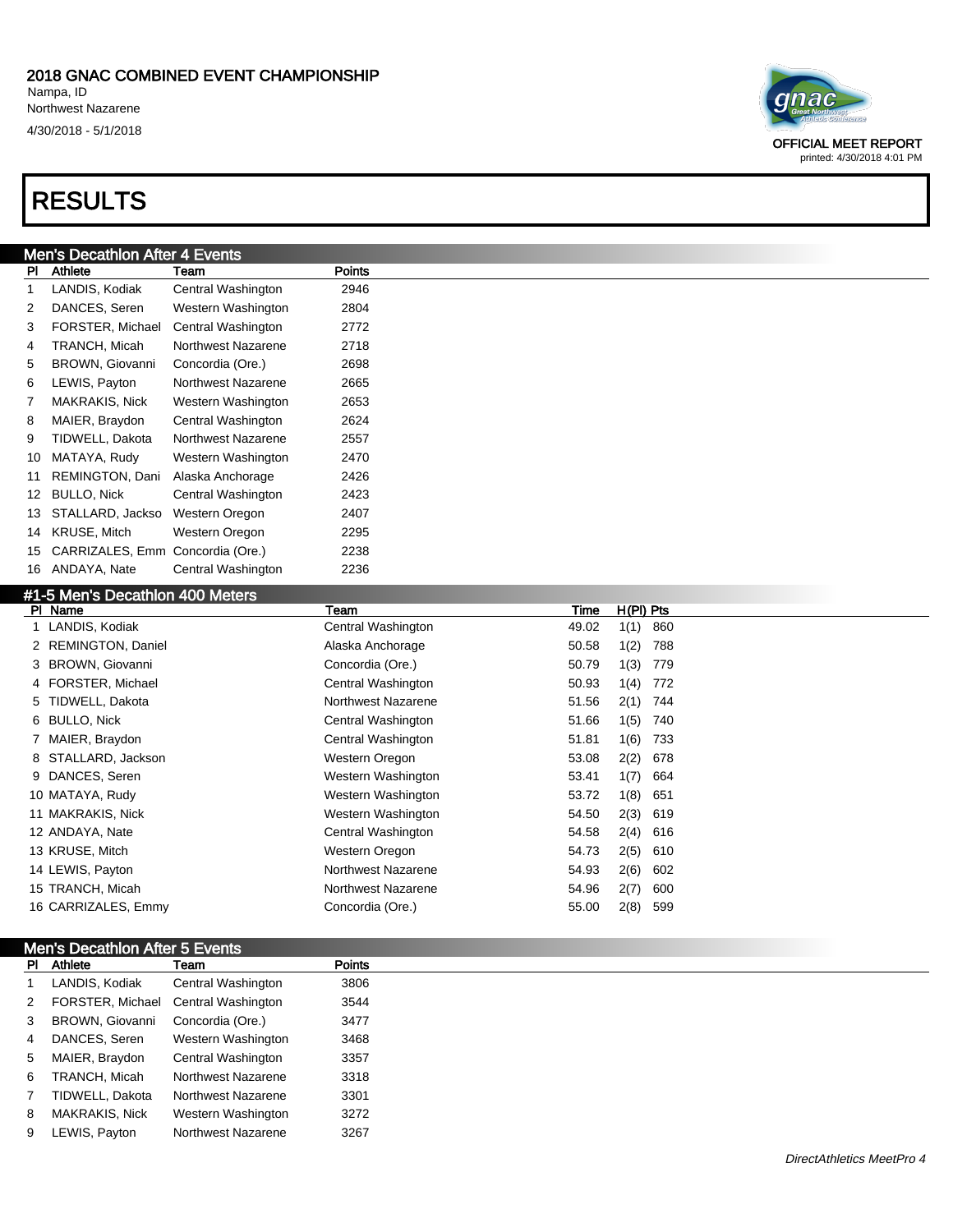## 2018 GNAC COMBINED EVENT CHAMPIONSHIP

Nampa, ID
Northwest Nazarene
4/30/2018 - 5/1/2018

OFFICIAL MEET REPORT
printed: 4/30/2018 4:01 PM

# RESULTS

### Men's Decathlon After 4 Events

| Pl | Athlete | Team | Points |
|---|---|---|---|
| 1 | LANDIS, Kodiak | Central Washington | 2946 |
| 2 | DANCES, Seren | Western Washington | 2804 |
| 3 | FORSTER, Michael | Central Washington | 2772 |
| 4 | TRANCH, Micah | Northwest Nazarene | 2718 |
| 5 | BROWN, Giovanni | Concordia (Ore.) | 2698 |
| 6 | LEWIS, Payton | Northwest Nazarene | 2665 |
| 7 | MAKRAKIS, Nick | Western Washington | 2653 |
| 8 | MAIER, Braydon | Central Washington | 2624 |
| 9 | TIDWELL, Dakota | Northwest Nazarene | 2557 |
| 10 | MATAYA, Rudy | Western Washington | 2470 |
| 11 | REMINGTON, Dani | Alaska Anchorage | 2426 |
| 12 | BULLO, Nick | Central Washington | 2423 |
| 13 | STALLARD, Jackso | Western Oregon | 2407 |
| 14 | KRUSE, Mitch | Western Oregon | 2295 |
| 15 | CARRIZALES, Emm | Concordia (Ore.) | 2238 |
| 16 | ANDAYA, Nate | Central Washington | 2236 |

### #1-5 Men's Decathlon 400 Meters

| Pl | Name | Team | Time | H(Pl) | Pts |
|---|---|---|---|---|---|
| 1 | LANDIS, Kodiak | Central Washington | 49.02 | 1(1) | 860 |
| 2 | REMINGTON, Daniel | Alaska Anchorage | 50.58 | 1(2) | 788 |
| 3 | BROWN, Giovanni | Concordia (Ore.) | 50.79 | 1(3) | 779 |
| 4 | FORSTER, Michael | Central Washington | 50.93 | 1(4) | 772 |
| 5 | TIDWELL, Dakota | Northwest Nazarene | 51.56 | 2(1) | 744 |
| 6 | BULLO, Nick | Central Washington | 51.66 | 1(5) | 740 |
| 7 | MAIER, Braydon | Central Washington | 51.81 | 1(6) | 733 |
| 8 | STALLARD, Jackson | Western Oregon | 53.08 | 2(2) | 678 |
| 9 | DANCES, Seren | Western Washington | 53.41 | 1(7) | 664 |
| 10 | MATAYA, Rudy | Western Washington | 53.72 | 1(8) | 651 |
| 11 | MAKRAKIS, Nick | Western Washington | 54.50 | 2(3) | 619 |
| 12 | ANDAYA, Nate | Central Washington | 54.58 | 2(4) | 616 |
| 13 | KRUSE, Mitch | Western Oregon | 54.73 | 2(5) | 610 |
| 14 | LEWIS, Payton | Northwest Nazarene | 54.93 | 2(6) | 602 |
| 15 | TRANCH, Micah | Northwest Nazarene | 54.96 | 2(7) | 600 |
| 16 | CARRIZALES, Emmy | Concordia (Ore.) | 55.00 | 2(8) | 599 |

### Men's Decathlon After 5 Events

| Pl | Athlete | Team | Points |
|---|---|---|---|
| 1 | LANDIS, Kodiak | Central Washington | 3806 |
| 2 | FORSTER, Michael | Central Washington | 3544 |
| 3 | BROWN, Giovanni | Concordia (Ore.) | 3477 |
| 4 | DANCES, Seren | Western Washington | 3468 |
| 5 | MAIER, Braydon | Central Washington | 3357 |
| 6 | TRANCH, Micah | Northwest Nazarene | 3318 |
| 7 | TIDWELL, Dakota | Northwest Nazarene | 3301 |
| 8 | MAKRAKIS, Nick | Western Washington | 3272 |
| 9 | LEWIS, Payton | Northwest Nazarene | 3267 |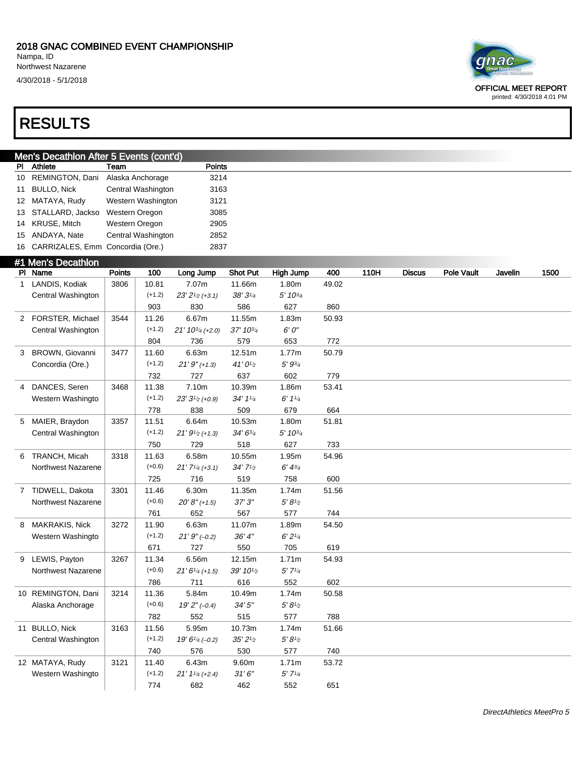# 2018 GNAC COMBINED EVENT CHAMPIONSHIP

Nampa, ID
Northwest Nazarene
4/30/2018 - 5/1/2018

OFFICIAL MEET REPORT
printed: 4/30/2018 4:01 PM

# RESULTS

## Men's Decathlon After 5 Events (cont'd)

| Pl | Athlete | Team | Points |
|---|---|---|---|
| 10 | REMINGTON, Dani | Alaska Anchorage | 3214 |
| 11 | BULLO, Nick | Central Washington | 3163 |
| 12 | MATAYA, Rudy | Western Washington | 3121 |
| 13 | STALLARD, Jackso | Western Oregon | 3085 |
| 14 | KRUSE, Mitch | Western Oregon | 2905 |
| 15 | ANDAYA, Nate | Central Washington | 2852 |
| 16 | CARRIZALES, Emm | Concordia (Ore.) | 2837 |

## #1 Men's Decathlon

| Pl | Name | Points | 100 | Long Jump | Shot Put | High Jump | 400 | 110H | Discus | Pole Vault | Javelin | 1500 |
|---|---|---|---|---|---|---|---|---|---|---|---|---|
| 1 | LANDIS, Kodiak | 3806 | 10.81 | 7.07m | 11.66m | 1.80m | 49.02 | | | | | |
| | Central Washington | | (+1.2) | *23' 2½ (+3.1)* | *38' 3¼* | *5' 10¾* | | | | | | |
| | | | 903 | 830 | 586 | 627 | 860 | | | | | |
| 2 | FORSTER, Michael | 3544 | 11.26 | 6.67m | 11.55m | 1.83m | 50.93 | | | | | |
| | Central Washington | | (+1.2) | *21' 10¾ (+2.0)* | *37' 10¾* | *6' 0"* | | | | | | |
| | | | 804 | 736 | 579 | 653 | 772 | | | | | |
| 3 | BROWN, Giovanni | 3477 | 11.60 | 6.63m | 12.51m | 1.77m | 50.79 | | | | | |
| | Concordia (Ore.) | | (+1.2) | *21' 9" (+1.3)* | *41' 0½* | *5' 9¾* | | | | | | |
| | | | 732 | 727 | 637 | 602 | 779 | | | | | |
| 4 | DANCES, Seren | 3468 | 11.38 | 7.10m | 10.39m | 1.86m | 53.41 | | | | | |
| | Western Washingto | | (+1.2) | *23' 3½ (+0.9)* | *34' 1¼* | *6' 1¼* | | | | | | |
| | | | 778 | 838 | 509 | 679 | 664 | | | | | |
| 5 | MAIER, Braydon | 3357 | 11.51 | 6.64m | 10.53m | 1.80m | 51.81 | | | | | |
| | Central Washington | | (+1.2) | *21' 9½ (+1.3)* | *34' 6¾* | *5' 10¾* | | | | | | |
| | | | 750 | 729 | 518 | 627 | 733 | | | | | |
| 6 | TRANCH, Micah | 3318 | 11.63 | 6.58m | 10.55m | 1.95m | 54.96 | | | | | |
| | Northwest Nazarene | | (+0.6) | *21' 7¼ (+3.1)* | *34' 7½* | *6' 4¾* | | | | | | |
| | | | 725 | 716 | 519 | 758 | 600 | | | | | |
| 7 | TIDWELL, Dakota | 3301 | 11.46 | 6.30m | 11.35m | 1.74m | 51.56 | | | | | |
| | Northwest Nazarene | | (+0.6) | *20' 8" (+1.5)* | *37' 3"* | *5' 8½* | | | | | | |
| | | | 761 | 652 | 567 | 577 | 744 | | | | | |
| 8 | MAKRAKIS, Nick | 3272 | 11.90 | 6.63m | 11.07m | 1.89m | 54.50 | | | | | |
| | Western Washingto | | (+1.2) | *21' 9" (–0.2)* | *36' 4"* | *6' 2¼* | | | | | | |
| | | | 671 | 727 | 550 | 705 | 619 | | | | | |
| 9 | LEWIS, Payton | 3267 | 11.34 | 6.56m | 12.15m | 1.71m | 54.93 | | | | | |
| | Northwest Nazarene | | (+0.6) | *21' 6¼ (+1.5)* | *39' 10½* | *5' 7¼* | | | | | | |
| | | | 786 | 711 | 616 | 552 | 602 | | | | | |
| 10 | REMINGTON, Dani | 3214 | 11.36 | 5.84m | 10.49m | 1.74m | 50.58 | | | | | |
| | Alaska Anchorage | | (+0.6) | *19' 2" (–0.4)* | *34' 5"* | *5' 8½* | | | | | | |
| | | | 782 | 552 | 515 | 577 | 788 | | | | | |
| 11 | BULLO, Nick | 3163 | 11.56 | 5.95m | 10.73m | 1.74m | 51.66 | | | | | |
| | Central Washington | | (+1.2) | *19' 6¼ (–0.2)* | *35' 2½* | *5' 8½* | | | | | | |
| | | | 740 | 576 | 530 | 577 | 740 | | | | | |
| 12 | MATAYA, Rudy | 3121 | 11.40 | 6.43m | 9.60m | 1.71m | 53.72 | | | | | |
| | Western Washingto | | (+1.2) | *21' 1¼ (+2.4)* | *31' 6"* | *5' 7¼* | | | | | | |
| | | | 774 | 682 | 462 | 552 | 651 | | | | | |

DirectAthletics MeetPro 5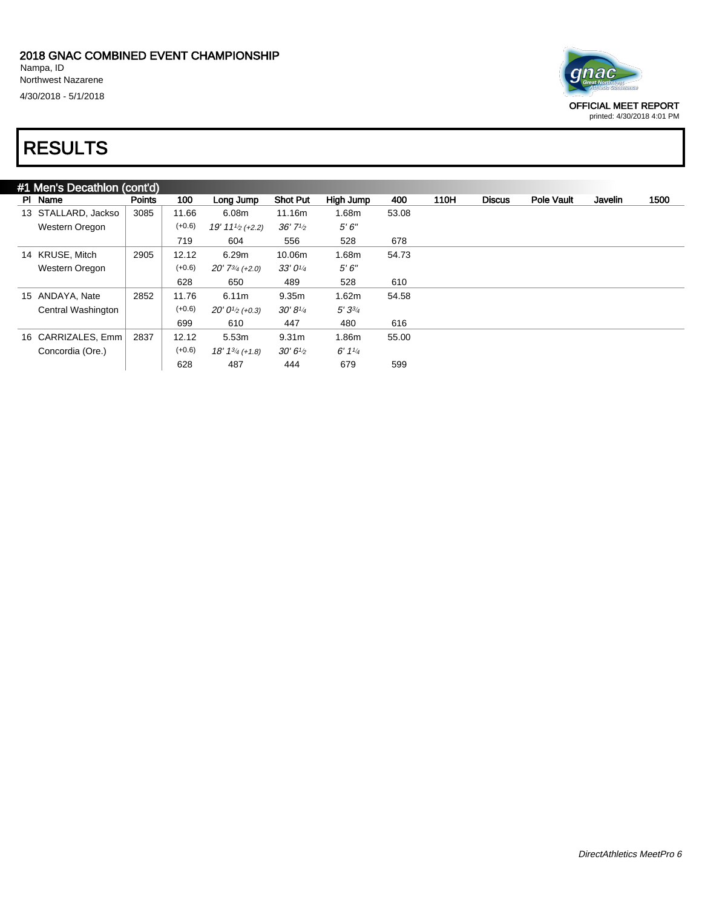## 2018 GNAC COMBINED EVENT CHAMPIONSHIP

Nampa, ID
Northwest Nazarene
4/30/2018 - 5/1/2018

OFFICIAL MEET REPORT
printed: 4/30/2018 4:01 PM

# RESULTS

### #1 Men's Decathlon (cont'd)

| Pl | Name | Points | 100 | Long Jump | Shot Put | High Jump | 400 | 110H | Discus | Pole Vault | Javelin | 1500 |
|---|---|---|---|---|---|---|---|---|---|---|---|---|
| 13 | STALLARD, Jackso | 3085 | 11.66 | 6.08m | 11.16m | 1.68m | 53.08 | | | | | |
| | Western Oregon | | (+0.6) | *19' 11½ (+2.2)* | *36' 7½* | *5' 6"* | | | | | | |
| | | | 719 | 604 | 556 | 528 | 678 | | | | | |
| 14 | KRUSE, Mitch | 2905 | 12.12 | 6.29m | 10.06m | 1.68m | 54.73 | | | | | |
| | Western Oregon | | (+0.6) | *20' 7¾ (+2.0)* | *33' 0¼* | *5' 6"* | | | | | | |
| | | | 628 | 650 | 489 | 528 | 610 | | | | | |
| 15 | ANDAYA, Nate | 2852 | 11.76 | 6.11m | 9.35m | 1.62m | 54.58 | | | | | |
| | Central Washington | | (+0.6) | *20' 0½ (+0.3)* | *30' 8¼* | *5' 3¾* | | | | | | |
| | | | 699 | 610 | 447 | 480 | 616 | | | | | |
| 16 | CARRIZALES, Emm | 2837 | 12.12 | 5.53m | 9.31m | 1.86m | 55.00 | | | | | |
| | Concordia (Ore.) | | (+0.6) | *18' 1¾ (+1.8)* | *30' 6½* | *6' 1¼* | | | | | | |
| | | | 628 | 487 | 444 | 679 | 599 | | | | | |

*DirectAthletics MeetPro 6*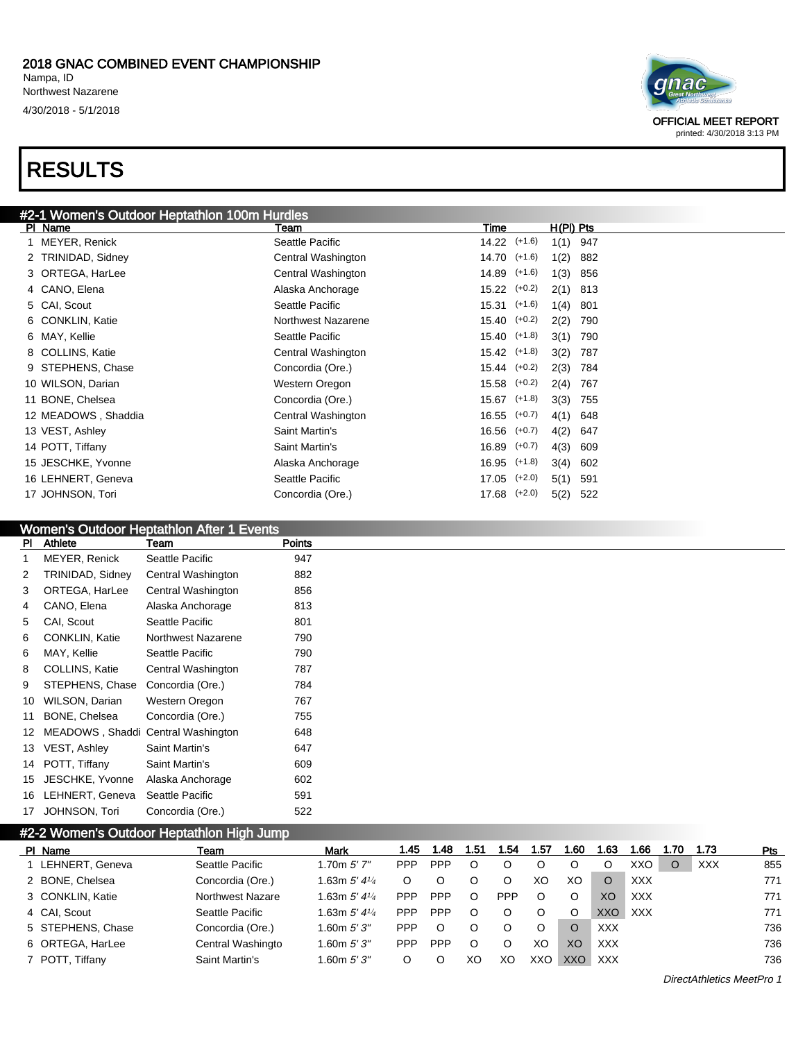**2018 GNAC COMBINED EVENT CHAMPIONSHIP**
Nampa, ID
Northwest Nazarene
4/30/2018 - 5/1/2018

OFFICIAL MEET REPORT
printed: 4/30/2018 3:13 PM

# RESULTS

## #2-1 Women's Outdoor Heptathlon 100m Hurdles

| Pl | Name | Team | Time | | H(Pl) | Pts |
|---|---|---|---|---|---|---|
| 1 | MEYER, Renick | Seattle Pacific | 14.22 | (+1.6) | 1(1) | 947 |
| 2 | TRINIDAD, Sidney | Central Washington | 14.70 | (+1.6) | 1(2) | 882 |
| 3 | ORTEGA, HarLee | Central Washington | 14.89 | (+1.6) | 1(3) | 856 |
| 4 | CANO, Elena | Alaska Anchorage | 15.22 | (+0.2) | 2(1) | 813 |
| 5 | CAI, Scout | Seattle Pacific | 15.31 | (+1.6) | 1(4) | 801 |
| 6 | CONKLIN, Katie | Northwest Nazarene | 15.40 | (+0.2) | 2(2) | 790 |
| 6 | MAY, Kellie | Seattle Pacific | 15.40 | (+1.8) | 3(1) | 790 |
| 8 | COLLINS, Katie | Central Washington | 15.42 | (+1.8) | 3(2) | 787 |
| 9 | STEPHENS, Chase | Concordia (Ore.) | 15.44 | (+0.2) | 2(3) | 784 |
| 10 | WILSON, Darian | Western Oregon | 15.58 | (+0.2) | 2(4) | 767 |
| 11 | BONE, Chelsea | Concordia (Ore.) | 15.67 | (+1.8) | 3(3) | 755 |
| 12 | MEADOWS , Shaddia | Central Washington | 16.55 | (+0.7) | 4(1) | 648 |
| 13 | VEST, Ashley | Saint Martin's | 16.56 | (+0.7) | 4(2) | 647 |
| 14 | POTT, Tiffany | Saint Martin's | 16.89 | (+0.7) | 4(3) | 609 |
| 15 | JESCHKE, Yvonne | Alaska Anchorage | 16.95 | (+1.8) | 3(4) | 602 |
| 16 | LEHNERT, Geneva | Seattle Pacific | 17.05 | (+2.0) | 5(1) | 591 |
| 17 | JOHNSON, Tori | Concordia (Ore.) | 17.68 | (+2.0) | 5(2) | 522 |

## Women's Outdoor Heptathlon After 1 Events

| Pl | Athlete | Team | Points |
|---|---|---|---|
| 1 | MEYER, Renick | Seattle Pacific | 947 |
| 2 | TRINIDAD, Sidney | Central Washington | 882 |
| 3 | ORTEGA, HarLee | Central Washington | 856 |
| 4 | CANO, Elena | Alaska Anchorage | 813 |
| 5 | CAI, Scout | Seattle Pacific | 801 |
| 6 | CONKLIN, Katie | Northwest Nazarene | 790 |
| 6 | MAY, Kellie | Seattle Pacific | 790 |
| 8 | COLLINS, Katie | Central Washington | 787 |
| 9 | STEPHENS, Chase | Concordia (Ore.) | 784 |
| 10 | WILSON, Darian | Western Oregon | 767 |
| 11 | BONE, Chelsea | Concordia (Ore.) | 755 |
| 12 | MEADOWS , Shaddi | Central Washington | 648 |
| 13 | VEST, Ashley | Saint Martin's | 647 |
| 14 | POTT, Tiffany | Saint Martin's | 609 |
| 15 | JESCHKE, Yvonne | Alaska Anchorage | 602 |
| 16 | LEHNERT, Geneva | Seattle Pacific | 591 |
| 17 | JOHNSON, Tori | Concordia (Ore.) | 522 |

## #2-2 Women's Outdoor Heptathlon High Jump

| Pl | Name | Team | Mark | 1.45 | 1.48 | 1.51 | 1.54 | 1.57 | 1.60 | 1.63 | 1.66 | 1.70 | 1.73 | Pts |
|---|---|---|---|---|---|---|---|---|---|---|---|---|---|---|
| 1 | LEHNERT, Geneva | Seattle Pacific | 1.70m *5' 7"* | PPP | PPP | O | O | O | O | O | XXO | O | XXX | 855 |
| 2 | BONE, Chelsea | Concordia (Ore.) | 1.63m *5' 4¼* | O | O | O | O | XO | XO | O | XXX | | | 771 |
| 3 | CONKLIN, Katie | Northwest Nazarene | 1.63m *5' 4¼* | PPP | PPP | O | PPP | O | O | XO | XXX | | | 771 |
| 4 | CAI, Scout | Seattle Pacific | 1.63m *5' 4¼* | PPP | PPP | O | O | O | O | XXO | XXX | | | 771 |
| 5 | STEPHENS, Chase | Concordia (Ore.) | 1.60m *5' 3"* | PPP | O | O | O | O | O | XXX | | | | 736 |
| 6 | ORTEGA, HarLee | Central Washingto | 1.60m *5' 3"* | PPP | PPP | O | O | XO | XO | XXX | | | | 736 |
| 7 | POTT, Tiffany | Saint Martin's | 1.60m *5' 3"* | O | O | XO | XO | XXO | XXO | XXX | | | | 736 |

*DirectAthletics MeetPro 1*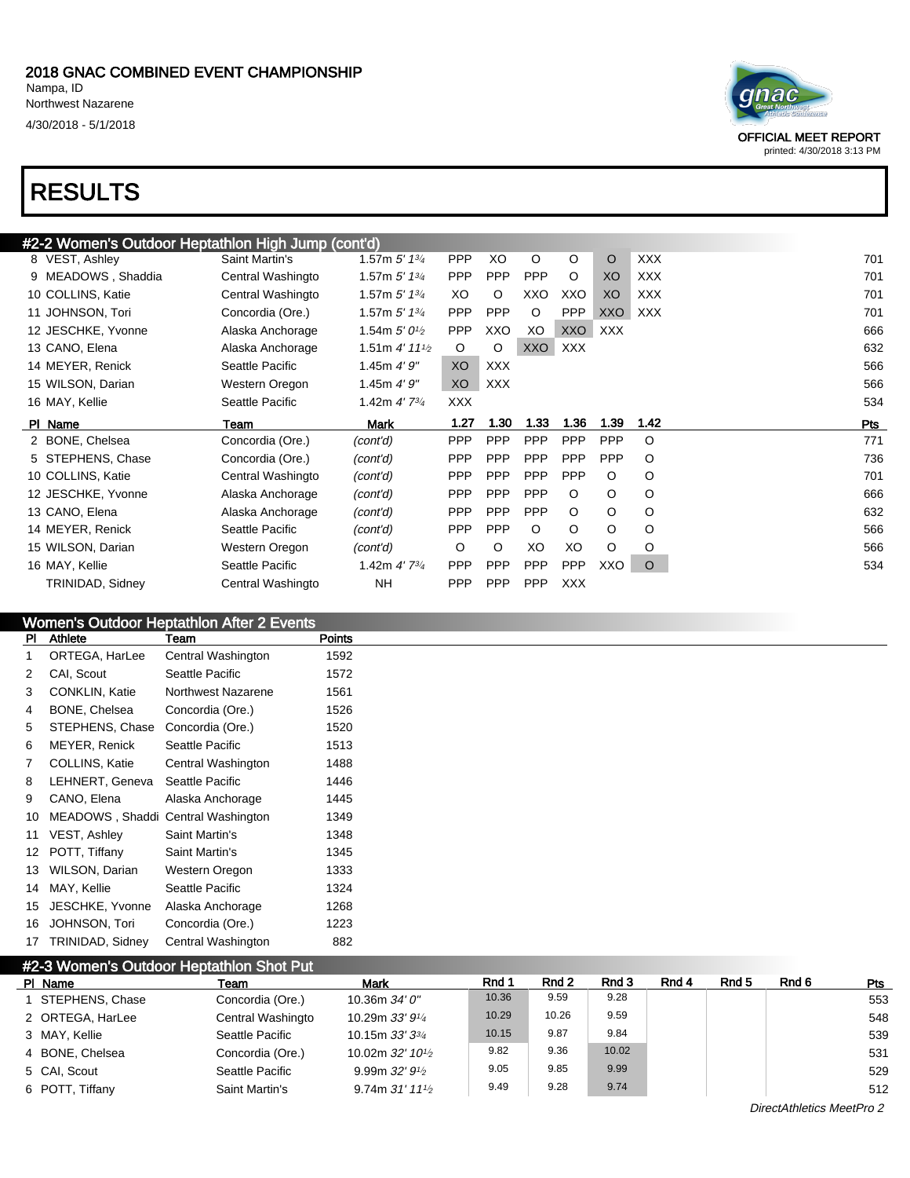2018 GNAC COMBINED EVENT CHAMPIONSHIP
Nampa, ID
Northwest Nazarene
4/30/2018 - 5/1/2018

OFFICIAL MEET REPORT
printed: 4/30/2018 3:13 PM

# RESULTS

## #2-2 Women's Outdoor Heptathlon High Jump (cont'd)

| Pl | Name | Team | Mark | | | | | | | Pts |
|---|---|---|---|---|---|---|---|---|---|---|
| 8 | VEST, Ashley | Saint Martin's | 1.57m *5' 1¾* | PPP | XO | O | O | O | XXX | 701 |
| 9 | MEADOWS , Shaddia | Central Washingto | 1.57m *5' 1¾* | PPP | PPP | PPP | O | XO | XXX | 701 |
| 10 | COLLINS, Katie | Central Washingto | 1.57m *5' 1¾* | XO | O | XXO | XXO | XO | XXX | 701 |
| 11 | JOHNSON, Tori | Concordia (Ore.) | 1.57m *5' 1¾* | PPP | PPP | O | PPP | XXO | XXX | 701 |
| 12 | JESCHKE, Yvonne | Alaska Anchorage | 1.54m *5' 0½* | PPP | XXO | XO | XXO | XXX | | 666 |
| 13 | CANO, Elena | Alaska Anchorage | 1.51m *4' 11½* | O | O | XXO | XXX | | | 632 |
| 14 | MEYER, Renick | Seattle Pacific | 1.45m *4' 9"* | XO | XXX | | | | | 566 |
| 15 | WILSON, Darian | Western Oregon | 1.45m *4' 9"* | XO | XXX | | | | | 566 |
| 16 | MAY, Kellie | Seattle Pacific | 1.42m *4' 7¾* | XXX | | | | | | 534 |
| **Pl** | **Name** | **Team** | **Mark** | **1.27** | **1.30** | **1.33** | **1.36** | **1.39** | **1.42** | **Pts** |
| 2 | BONE, Chelsea | Concordia (Ore.) | *(cont'd)* | PPP | PPP | PPP | PPP | PPP | O | 771 |
| 5 | STEPHENS, Chase | Concordia (Ore.) | *(cont'd)* | PPP | PPP | PPP | PPP | PPP | O | 736 |
| 10 | COLLINS, Katie | Central Washingto | *(cont'd)* | PPP | PPP | PPP | PPP | O | O | 701 |
| 12 | JESCHKE, Yvonne | Alaska Anchorage | *(cont'd)* | PPP | PPP | PPP | O | O | O | 666 |
| 13 | CANO, Elena | Alaska Anchorage | *(cont'd)* | PPP | PPP | PPP | O | O | O | 632 |
| 14 | MEYER, Renick | Seattle Pacific | *(cont'd)* | PPP | PPP | O | O | O | O | 566 |
| 15 | WILSON, Darian | Western Oregon | *(cont'd)* | O | O | XO | XO | O | O | 566 |
| 16 | MAY, Kellie | Seattle Pacific | 1.42m *4' 7¾* | PPP | PPP | PPP | PPP | XXO | O | 534 |
| | TRINIDAD, Sidney | Central Washingto | NH | PPP | PPP | PPP | XXX | | | |

## Women's Outdoor Heptathlon After 2 Events

| Pl | Athlete | Team | Points |
|---|---|---|---|
| 1 | ORTEGA, HarLee | Central Washington | 1592 |
| 2 | CAI, Scout | Seattle Pacific | 1572 |
| 3 | CONKLIN, Katie | Northwest Nazarene | 1561 |
| 4 | BONE, Chelsea | Concordia (Ore.) | 1526 |
| 5 | STEPHENS, Chase | Concordia (Ore.) | 1520 |
| 6 | MEYER, Renick | Seattle Pacific | 1513 |
| 7 | COLLINS, Katie | Central Washington | 1488 |
| 8 | LEHNERT, Geneva | Seattle Pacific | 1446 |
| 9 | CANO, Elena | Alaska Anchorage | 1445 |
| 10 | MEADOWS , Shaddi | Central Washington | 1349 |
| 11 | VEST, Ashley | Saint Martin's | 1348 |
| 12 | POTT, Tiffany | Saint Martin's | 1345 |
| 13 | WILSON, Darian | Western Oregon | 1333 |
| 14 | MAY, Kellie | Seattle Pacific | 1324 |
| 15 | JESCHKE, Yvonne | Alaska Anchorage | 1268 |
| 16 | JOHNSON, Tori | Concordia (Ore.) | 1223 |
| 17 | TRINIDAD, Sidney | Central Washington | 882 |

## #2-3 Women's Outdoor Heptathlon Shot Put

| Pl | Name | Team | Mark | Rnd 1 | Rnd 2 | Rnd 3 | Rnd 4 | Rnd 5 | Rnd 6 | Pts |
|---|---|---|---|---|---|---|---|---|---|---|
| 1 | STEPHENS, Chase | Concordia (Ore.) | 10.36m *34' 0"* | 10.36 | 9.59 | 9.28 | | | | 553 |
| 2 | ORTEGA, HarLee | Central Washington | 10.29m *33' 9¼* | 10.29 | 10.26 | 9.59 | | | | 548 |
| 3 | MAY, Kellie | Seattle Pacific | 10.15m *33' 3¾* | 10.15 | 9.87 | 9.84 | | | | 539 |
| 4 | BONE, Chelsea | Concordia (Ore.) | 10.02m *32' 10½* | 9.82 | 9.36 | 10.02 | | | | 531 |
| 5 | CAI, Scout | Seattle Pacific | 9.99m *32' 9½* | 9.05 | 9.85 | 9.99 | | | | 529 |
| 6 | POTT, Tiffany | Saint Martin's | 9.74m *31' 11½* | 9.49 | 9.28 | 9.74 | | | | 512 |

DirectAthletics MeetPro 2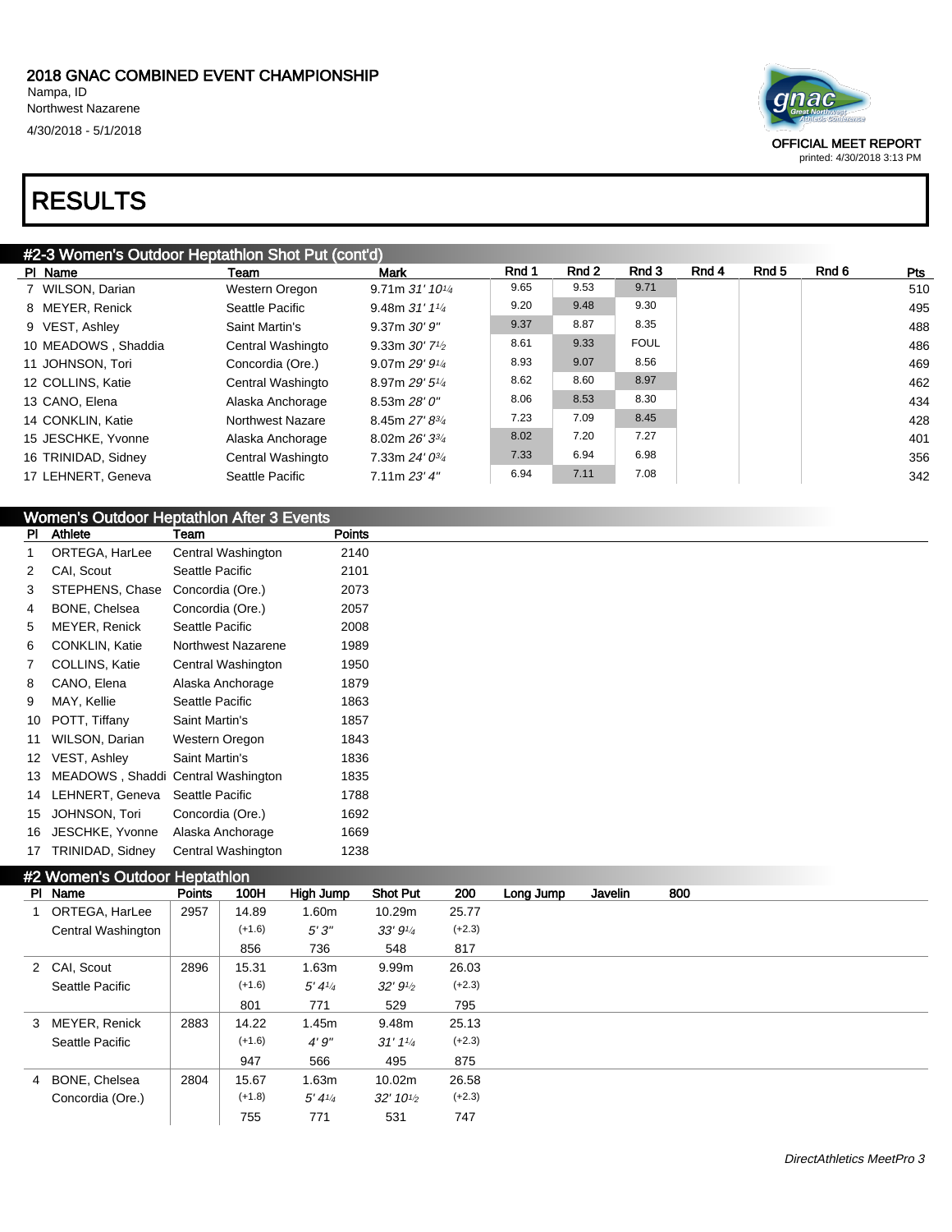**2018 GNAC COMBINED EVENT CHAMPIONSHIP**
Nampa, ID
Northwest Nazarene
4/30/2018 - 5/1/2018

OFFICIAL MEET REPORT
printed: 4/30/2018 3:13 PM

# RESULTS

## #2-3 Women's Outdoor Heptathlon Shot Put (cont'd)

| Pl | Name | Team | Mark | Rnd 1 | Rnd 2 | Rnd 3 | Rnd 4 | Rnd 5 | Rnd 6 | Pts |
|---|---|---|---|---|---|---|---|---|---|---|
| 7 | WILSON, Darian | Western Oregon | 9.71m *31' 10¼* | 9.65 | 9.53 | 9.71 | | | | 510 |
| 8 | MEYER, Renick | Seattle Pacific | 9.48m *31' 1¼* | 9.20 | 9.48 | 9.30 | | | | 495 |
| 9 | VEST, Ashley | Saint Martin's | 9.37m *30' 9"* | 9.37 | 8.87 | 8.35 | | | | 488 |
| 10 | MEADOWS , Shaddia | Central Washingto | 9.33m *30' 7½* | 8.61 | 9.33 | FOUL | | | | 486 |
| 11 | JOHNSON, Tori | Concordia (Ore.) | 9.07m *29' 9¼* | 8.93 | 9.07 | 8.56 | | | | 469 |
| 12 | COLLINS, Katie | Central Washingto | 8.97m *29' 5¼* | 8.62 | 8.60 | 8.97 | | | | 462 |
| 13 | CANO, Elena | Alaska Anchorage | 8.53m *28' 0"* | 8.06 | 8.53 | 8.30 | | | | 434 |
| 14 | CONKLIN, Katie | Northwest Nazare | 8.45m *27' 8¾* | 7.23 | 7.09 | 8.45 | | | | 428 |
| 15 | JESCHKE, Yvonne | Alaska Anchorage | 8.02m *26' 3¾* | 8.02 | 7.20 | 7.27 | | | | 401 |
| 16 | TRINIDAD, Sidney | Central Washingto | 7.33m *24' 0¾* | 7.33 | 6.94 | 6.98 | | | | 356 |
| 17 | LEHNERT, Geneva | Seattle Pacific | 7.11m *23' 4"* | 6.94 | 7.11 | 7.08 | | | | 342 |

## Women's Outdoor Heptathlon After 3 Events

| Pl | Athlete | Team | Points |
|---|---|---|---|
| 1 | ORTEGA, HarLee | Central Washington | 2140 |
| 2 | CAI, Scout | Seattle Pacific | 2101 |
| 3 | STEPHENS, Chase | Concordia (Ore.) | 2073 |
| 4 | BONE, Chelsea | Concordia (Ore.) | 2057 |
| 5 | MEYER, Renick | Seattle Pacific | 2008 |
| 6 | CONKLIN, Katie | Northwest Nazarene | 1989 |
| 7 | COLLINS, Katie | Central Washington | 1950 |
| 8 | CANO, Elena | Alaska Anchorage | 1879 |
| 9 | MAY, Kellie | Seattle Pacific | 1863 |
| 10 | POTT, Tiffany | Saint Martin's | 1857 |
| 11 | WILSON, Darian | Western Oregon | 1843 |
| 12 | VEST, Ashley | Saint Martin's | 1836 |
| 13 | MEADOWS , Shaddi | Central Washington | 1835 |
| 14 | LEHNERT, Geneva | Seattle Pacific | 1788 |
| 15 | JOHNSON, Tori | Concordia (Ore.) | 1692 |
| 16 | JESCHKE, Yvonne | Alaska Anchorage | 1669 |
| 17 | TRINIDAD, Sidney | Central Washington | 1238 |

## #2 Women's Outdoor Heptathlon

| Pl | Name | Points | 100H | High Jump | Shot Put | 200 | Long Jump | Javelin | 800 |
|---|---|---|---|---|---|---|---|---|---|
| 1 | ORTEGA, HarLee | 2957 | 14.89 | 1.60m | 10.29m | 25.77 | | | |
| | Central Washington | | (+1.6) | *5' 3"* | *33' 9¼* | (+2.3) | | | |
| | | | 856 | 736 | 548 | 817 | | | |
| 2 | CAI, Scout | 2896 | 15.31 | 1.63m | 9.99m | 26.03 | | | |
| | Seattle Pacific | | (+1.6) | *5' 4¼* | *32' 9½* | (+2.3) | | | |
| | | | 801 | 771 | 529 | 795 | | | |
| 3 | MEYER, Renick | 2883 | 14.22 | 1.45m | 9.48m | 25.13 | | | |
| | Seattle Pacific | | (+1.6) | *4' 9"* | *31' 1¼* | (+2.3) | | | |
| | | | 947 | 566 | 495 | 875 | | | |
| 4 | BONE, Chelsea | 2804 | 15.67 | 1.63m | 10.02m | 26.58 | | | |
| | Concordia (Ore.) | | (+1.8) | *5' 4¼* | *32' 10½* | (+2.3) | | | |
| | | | 755 | 771 | 531 | 747 | | | |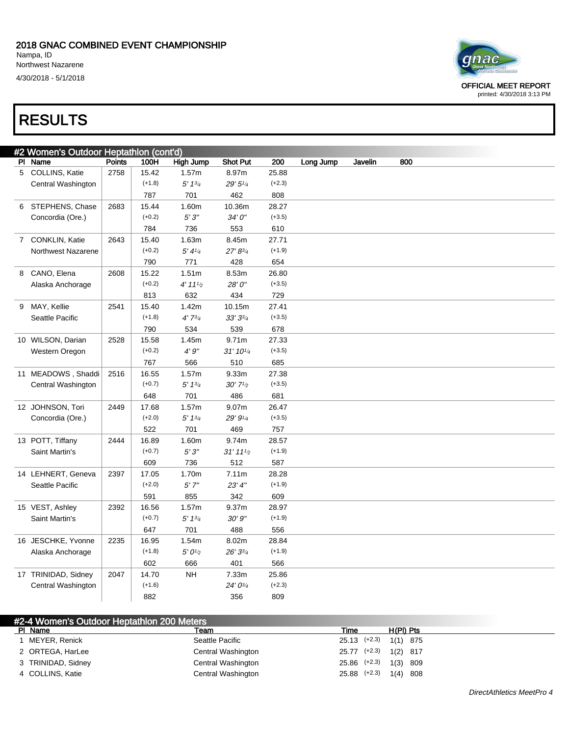# 2018 GNAC COMBINED EVENT CHAMPIONSHIP

Nampa, ID
Northwest Nazarene
4/30/2018 - 5/1/2018

OFFICIAL MEET REPORT
printed: 4/30/2018 3:13 PM

# RESULTS

## #2 Women's Outdoor Heptathlon (cont'd)

| Pl | Name | Points | 100H | High Jump | Shot Put | 200 | Long Jump | Javelin | 800 |
|---|---|---|---|---|---|---|---|---|---|
| 5 | COLLINS, Katie | 2758 | 15.42 | 1.57m | 8.97m | 25.88 | | | |
| | Central Washington | | (+1.8) | *5' 1¾* | *29' 5¼* | (+2.3) | | | |
| | | | 787 | 701 | 462 | 808 | | | |
| 6 | STEPHENS, Chase | 2683 | 15.44 | 1.60m | 10.36m | 28.27 | | | |
| | Concordia (Ore.) | | (+0.2) | *5' 3"* | *34' 0"* | (+3.5) | | | |
| | | | 784 | 736 | 553 | 610 | | | |
| 7 | CONKLIN, Katie | 2643 | 15.40 | 1.63m | 8.45m | 27.71 | | | |
| | Northwest Nazarene | | (+0.2) | *5' 4¼* | *27' 8¾* | (+1.9) | | | |
| | | | 790 | 771 | 428 | 654 | | | |
| 8 | CANO, Elena | 2608 | 15.22 | 1.51m | 8.53m | 26.80 | | | |
| | Alaska Anchorage | | (+0.2) | *4' 11½* | *28' 0"* | (+3.5) | | | |
| | | | 813 | 632 | 434 | 729 | | | |
| 9 | MAY, Kellie | 2541 | 15.40 | 1.42m | 10.15m | 27.41 | | | |
| | Seattle Pacific | | (+1.8) | *4' 7¾* | *33' 3¾* | (+3.5) | | | |
| | | | 790 | 534 | 539 | 678 | | | |
| 10 | WILSON, Darian | 2528 | 15.58 | 1.45m | 9.71m | 27.33 | | | |
| | Western Oregon | | (+0.2) | *4' 9"* | *31' 10¼* | (+3.5) | | | |
| | | | 767 | 566 | 510 | 685 | | | |
| 11 | MEADOWS , Shaddi | 2516 | 16.55 | 1.57m | 9.33m | 27.38 | | | |
| | Central Washington | | (+0.7) | *5' 1¾* | *30' 7½* | (+3.5) | | | |
| | | | 648 | 701 | 486 | 681 | | | |
| 12 | JOHNSON, Tori | 2449 | 17.68 | 1.57m | 9.07m | 26.47 | | | |
| | Concordia (Ore.) | | (+2.0) | *5' 1¾* | *29' 9¼* | (+3.5) | | | |
| | | | 522 | 701 | 469 | 757 | | | |
| 13 | POTT, Tiffany | 2444 | 16.89 | 1.60m | 9.74m | 28.57 | | | |
| | Saint Martin's | | (+0.7) | *5' 3"* | *31' 11½* | (+1.9) | | | |
| | | | 609 | 736 | 512 | 587 | | | |
| 14 | LEHNERT, Geneva | 2397 | 17.05 | 1.70m | 7.11m | 28.28 | | | |
| | Seattle Pacific | | (+2.0) | *5' 7"* | *23' 4"* | (+1.9) | | | |
| | | | 591 | 855 | 342 | 609 | | | |
| 15 | VEST, Ashley | 2392 | 16.56 | 1.57m | 9.37m | 28.97 | | | |
| | Saint Martin's | | (+0.7) | *5' 1¾* | *30' 9"* | (+1.9) | | | |
| | | | 647 | 701 | 488 | 556 | | | |
| 16 | JESCHKE, Yvonne | 2235 | 16.95 | 1.54m | 8.02m | 28.84 | | | |
| | Alaska Anchorage | | (+1.8) | *5' 0½* | *26' 3¾* | (+1.9) | | | |
| | | | 602 | 666 | 401 | 566 | | | |
| 17 | TRINIDAD, Sidney | 2047 | 14.70 | NH | 7.33m | 25.86 | | | |
| | Central Washington | | (+1.6) | | *24' 0¾* | (+2.3) | | | |
| | | | 882 | | 356 | 809 | | | |

## #2-4 Women's Outdoor Heptathlon 200 Meters

| Pl | Name | Team | Time | Wind | H(Pl) | Pts |
|---|---|---|---|---|---|---|
| 1 | MEYER, Renick | Seattle Pacific | 25.13 | (+2.3) | 1(1) | 875 |
| 2 | ORTEGA, HarLee | Central Washington | 25.77 | (+2.3) | 1(2) | 817 |
| 3 | TRINIDAD, Sidney | Central Washington | 25.86 | (+2.3) | 1(3) | 809 |
| 4 | COLLINS, Katie | Central Washington | 25.88 | (+2.3) | 1(4) | 808 |

DirectAthletics MeetPro 4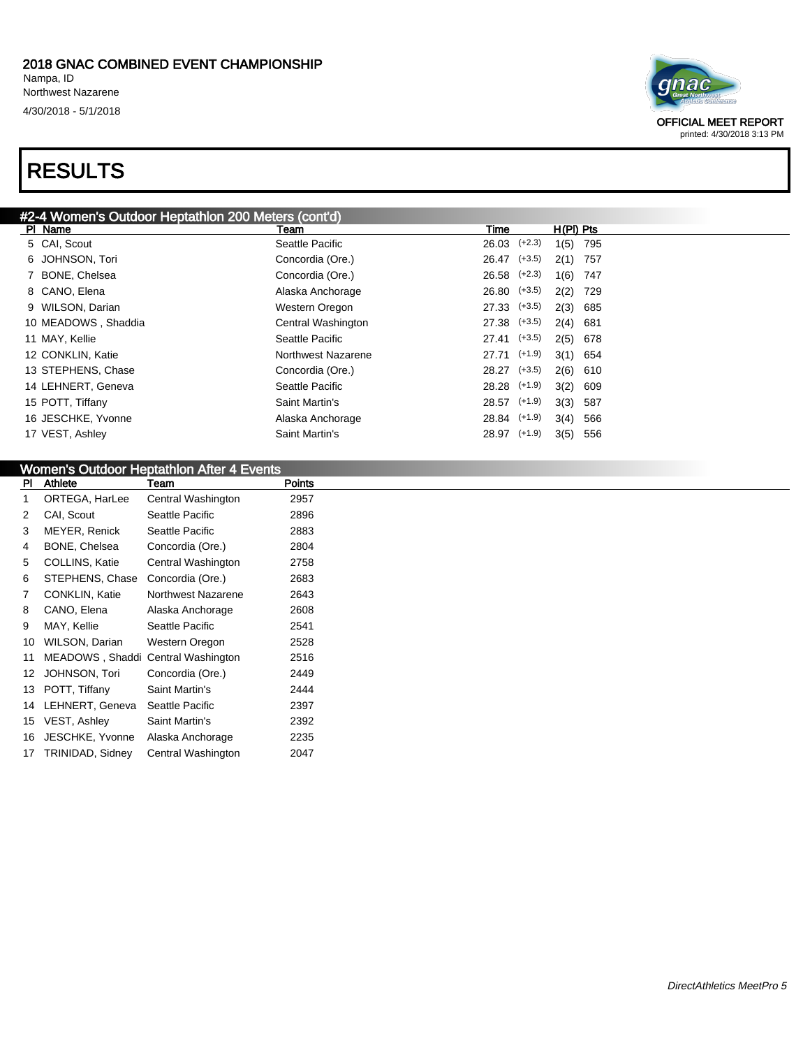2018 GNAC COMBINED EVENT CHAMPIONSHIP
Nampa, ID
Northwest Nazarene
4/30/2018 - 5/1/2018

OFFICIAL MEET REPORT
printed: 4/30/2018 3:13 PM

# RESULTS

## #2-4 Women's Outdoor Heptathlon 200 Meters (cont'd)

| Pl | Name | Team | Time | | H(Pl) | Pts |
|---|---|---|---|---|---|---|
| 5 | CAI, Scout | Seattle Pacific | 26.03 | (+2.3) | 1(5) | 795 |
| 6 | JOHNSON, Tori | Concordia (Ore.) | 26.47 | (+3.5) | 2(1) | 757 |
| 7 | BONE, Chelsea | Concordia (Ore.) | 26.58 | (+2.3) | 1(6) | 747 |
| 8 | CANO, Elena | Alaska Anchorage | 26.80 | (+3.5) | 2(2) | 729 |
| 9 | WILSON, Darian | Western Oregon | 27.33 | (+3.5) | 2(3) | 685 |
| 10 | MEADOWS , Shaddia | Central Washington | 27.38 | (+3.5) | 2(4) | 681 |
| 11 | MAY, Kellie | Seattle Pacific | 27.41 | (+3.5) | 2(5) | 678 |
| 12 | CONKLIN, Katie | Northwest Nazarene | 27.71 | (+1.9) | 3(1) | 654 |
| 13 | STEPHENS, Chase | Concordia (Ore.) | 28.27 | (+3.5) | 2(6) | 610 |
| 14 | LEHNERT, Geneva | Seattle Pacific | 28.28 | (+1.9) | 3(2) | 609 |
| 15 | POTT, Tiffany | Saint Martin's | 28.57 | (+1.9) | 3(3) | 587 |
| 16 | JESCHKE, Yvonne | Alaska Anchorage | 28.84 | (+1.9) | 3(4) | 566 |
| 17 | VEST, Ashley | Saint Martin's | 28.97 | (+1.9) | 3(5) | 556 |

## Women's Outdoor Heptathlon After 4 Events

| Pl | Athlete | Team | Points |
|---|---|---|---|
| 1 | ORTEGA, HarLee | Central Washington | 2957 |
| 2 | CAI, Scout | Seattle Pacific | 2896 |
| 3 | MEYER, Renick | Seattle Pacific | 2883 |
| 4 | BONE, Chelsea | Concordia (Ore.) | 2804 |
| 5 | COLLINS, Katie | Central Washington | 2758 |
| 6 | STEPHENS, Chase | Concordia (Ore.) | 2683 |
| 7 | CONKLIN, Katie | Northwest Nazarene | 2643 |
| 8 | CANO, Elena | Alaska Anchorage | 2608 |
| 9 | MAY, Kellie | Seattle Pacific | 2541 |
| 10 | WILSON, Darian | Western Oregon | 2528 |
| 11 | MEADOWS , Shaddi | Central Washington | 2516 |
| 12 | JOHNSON, Tori | Concordia (Ore.) | 2449 |
| 13 | POTT, Tiffany | Saint Martin's | 2444 |
| 14 | LEHNERT, Geneva | Seattle Pacific | 2397 |
| 15 | VEST, Ashley | Saint Martin's | 2392 |
| 16 | JESCHKE, Yvonne | Alaska Anchorage | 2235 |
| 17 | TRINIDAD, Sidney | Central Washington | 2047 |

*DirectAthletics MeetPro 5*